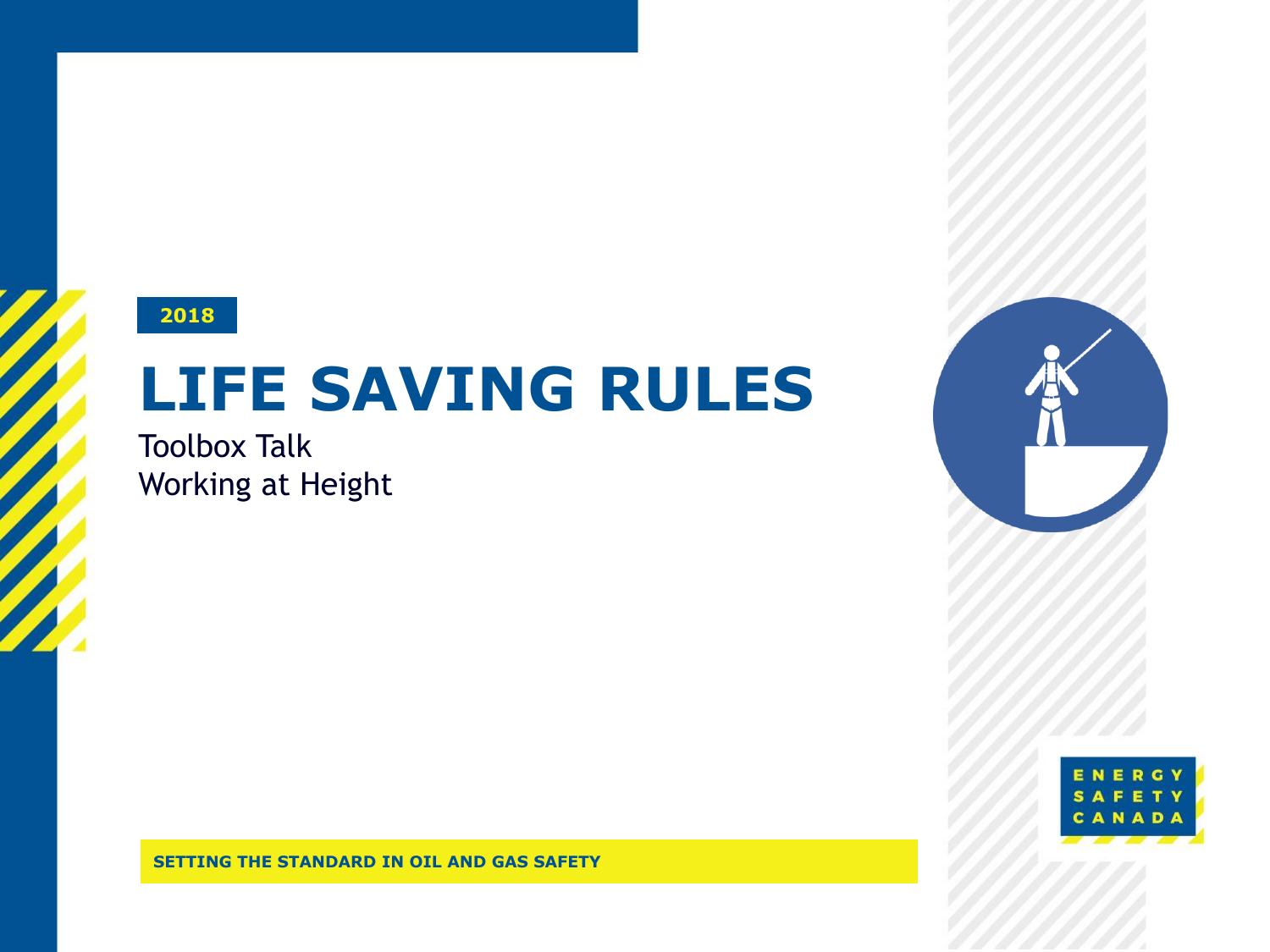2018

# LIFE SAVING RULES

Toolbox Talk
Working at Height

SETTING THE STANDARD IN OIL AND GAS SAFETY

ENERGY SAFETY CANADA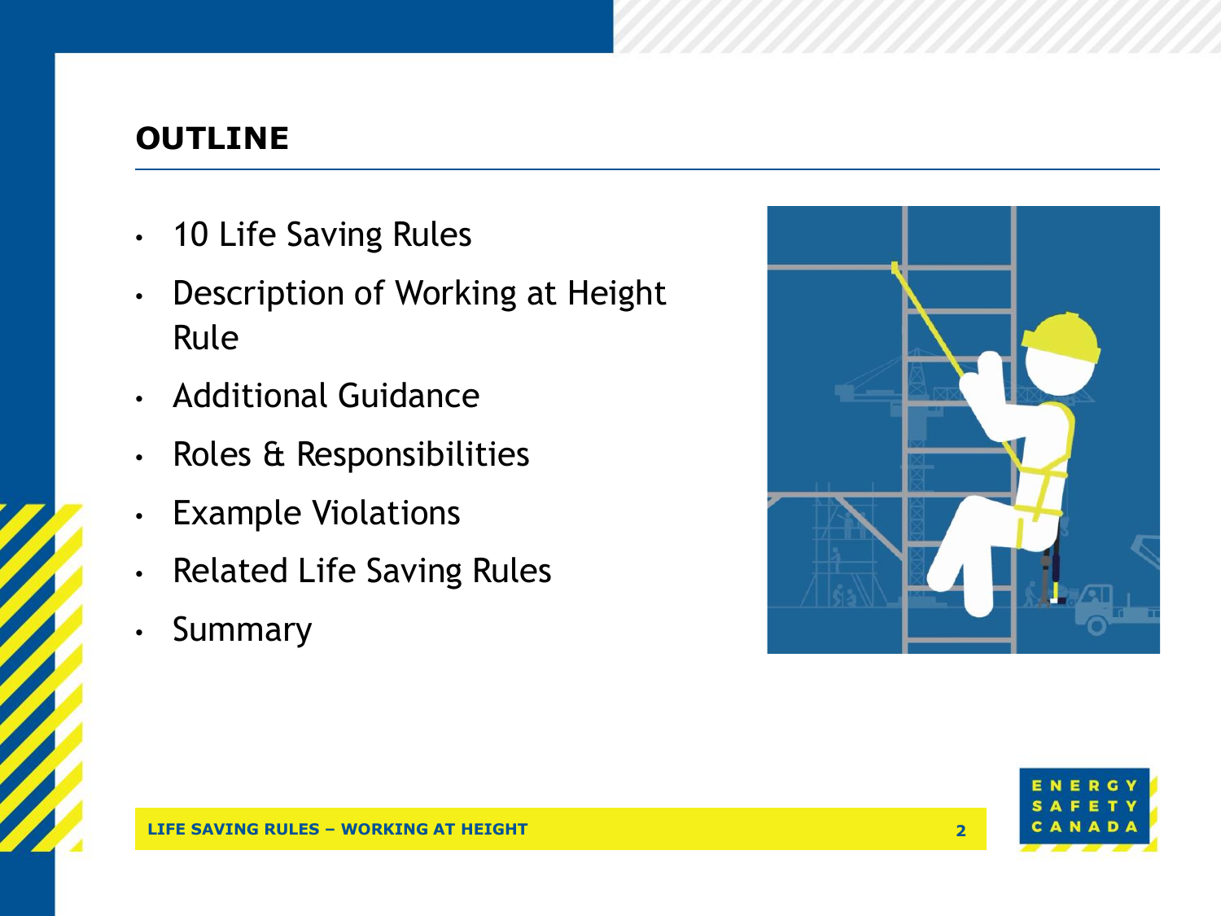## OUTLINE

- 10 Life Saving Rules
- Description of Working at Height Rule
- Additional Guidance
- Roles & Responsibilities
- Example Violations
- Related Life Saving Rules
- Summary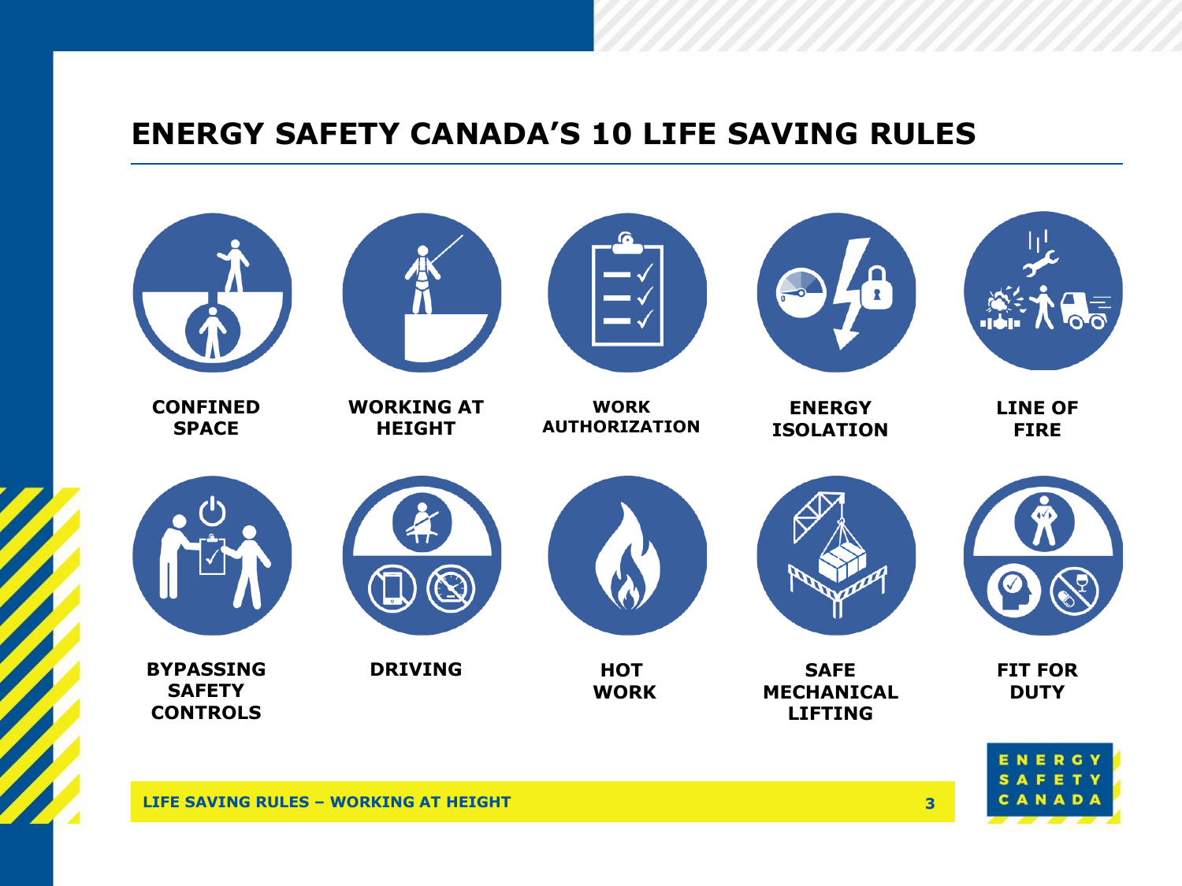# ENERGY SAFETY CANADA'S 10 LIFE SAVING RULES

- CONFINED SPACE
- WORKING AT HEIGHT
- WORK AUTHORIZATION
- ENERGY ISOLATION
- LINE OF FIRE
- BYPASSING SAFETY CONTROLS
- DRIVING
- HOT WORK
- SAFE MECHANICAL LIFTING
- FIT FOR DUTY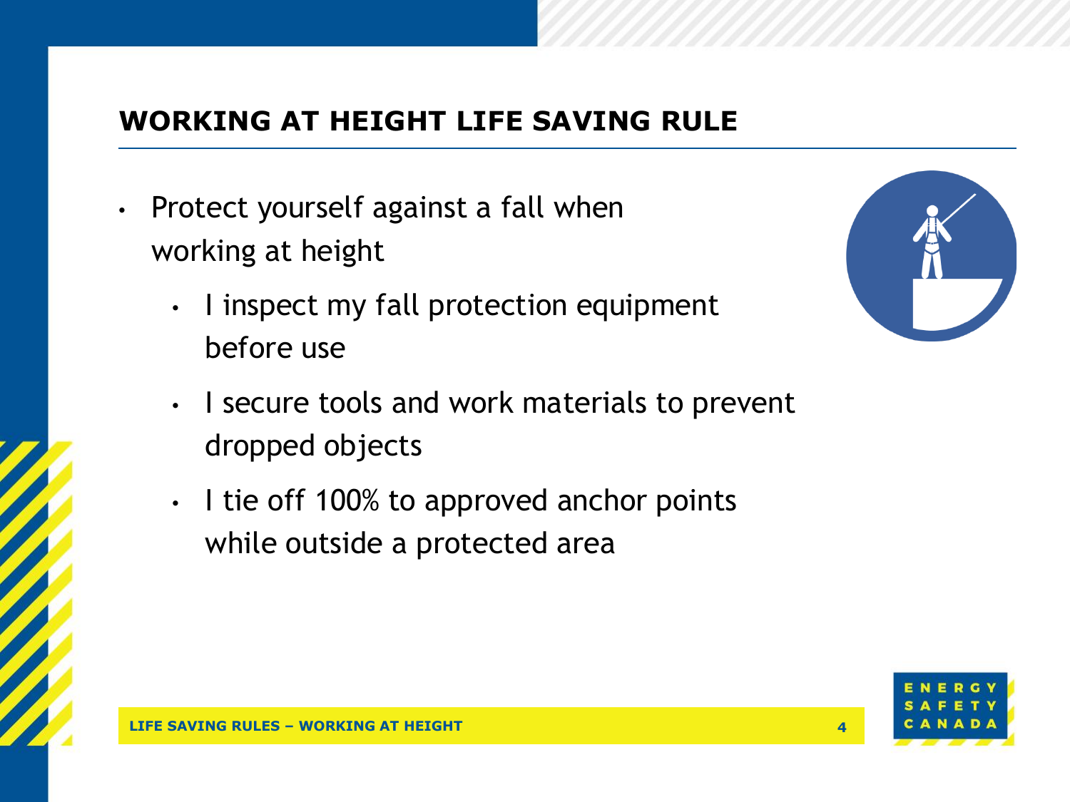## WORKING AT HEIGHT LIFE SAVING RULE

- Protect yourself against a fall when working at height
  - I inspect my fall protection equipment before use
  - I secure tools and work materials to prevent dropped objects
  - I tie off 100% to approved anchor points while outside a protected area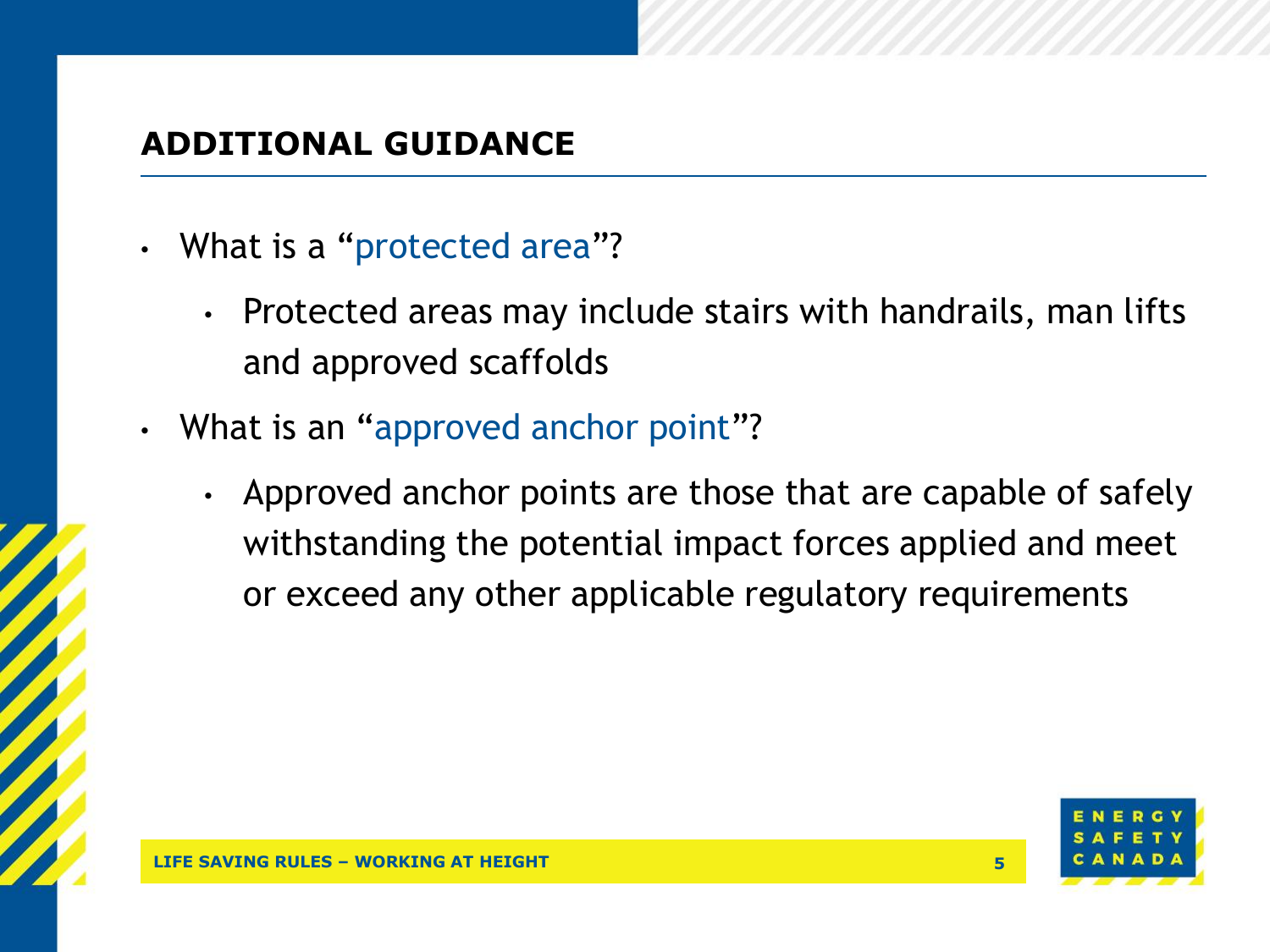## ADDITIONAL GUIDANCE

- What is a "protected area"?
  - Protected areas may include stairs with handrails, man lifts and approved scaffolds
- What is an "approved anchor point"?
  - Approved anchor points are those that are capable of safely withstanding the potential impact forces applied and meet or exceed any other applicable regulatory requirements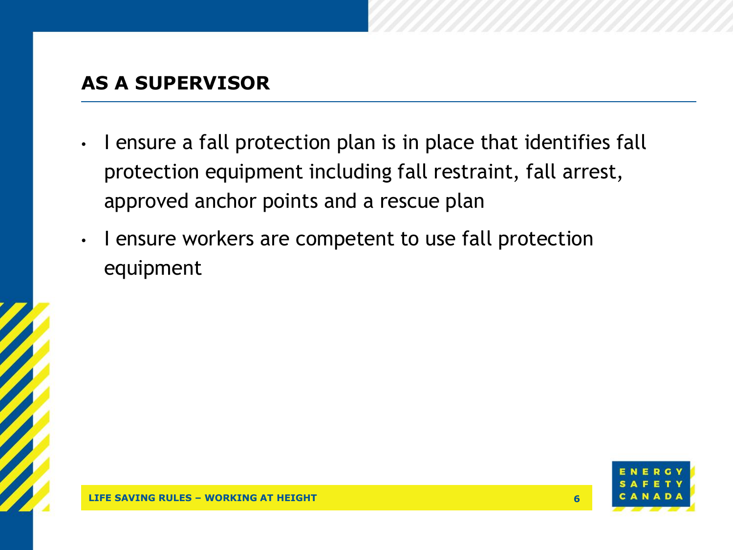## AS A SUPERVISOR

- I ensure a fall protection plan is in place that identifies fall protection equipment including fall restraint, fall arrest, approved anchor points and a rescue plan
- I ensure workers are competent to use fall protection equipment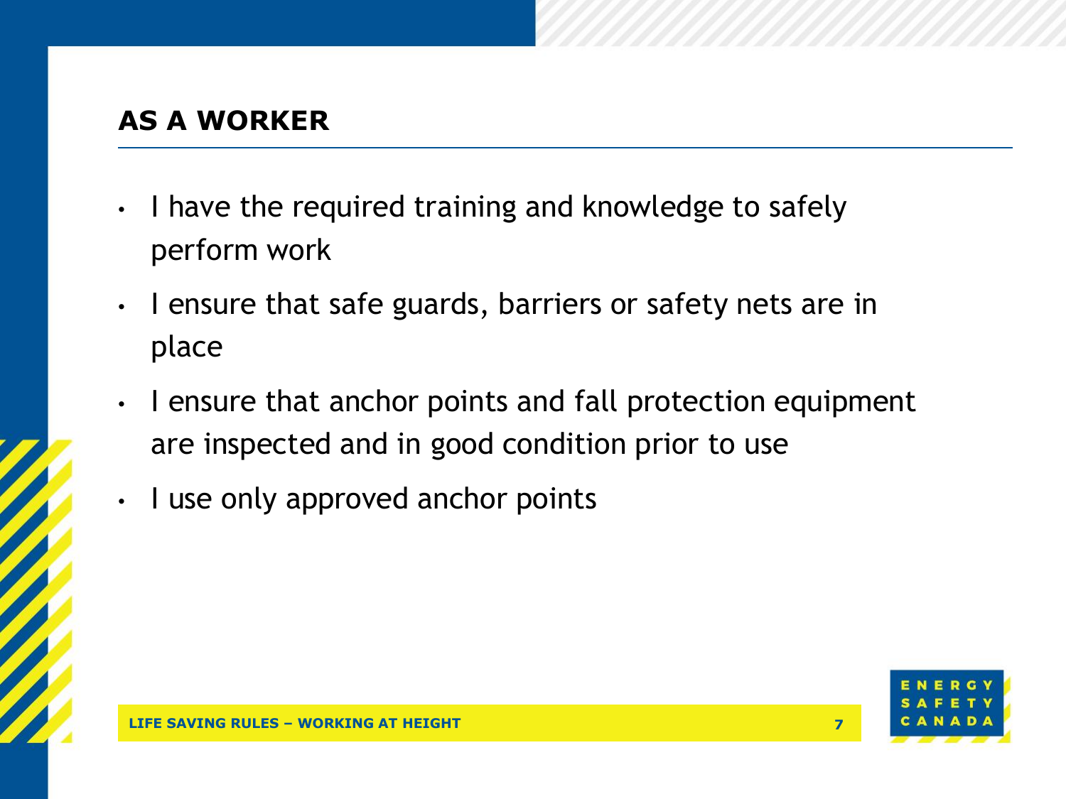## AS A WORKER

- I have the required training and knowledge to safely perform work
- I ensure that safe guards, barriers or safety nets are in place
- I ensure that anchor points and fall protection equipment are inspected and in good condition prior to use
- I use only approved anchor points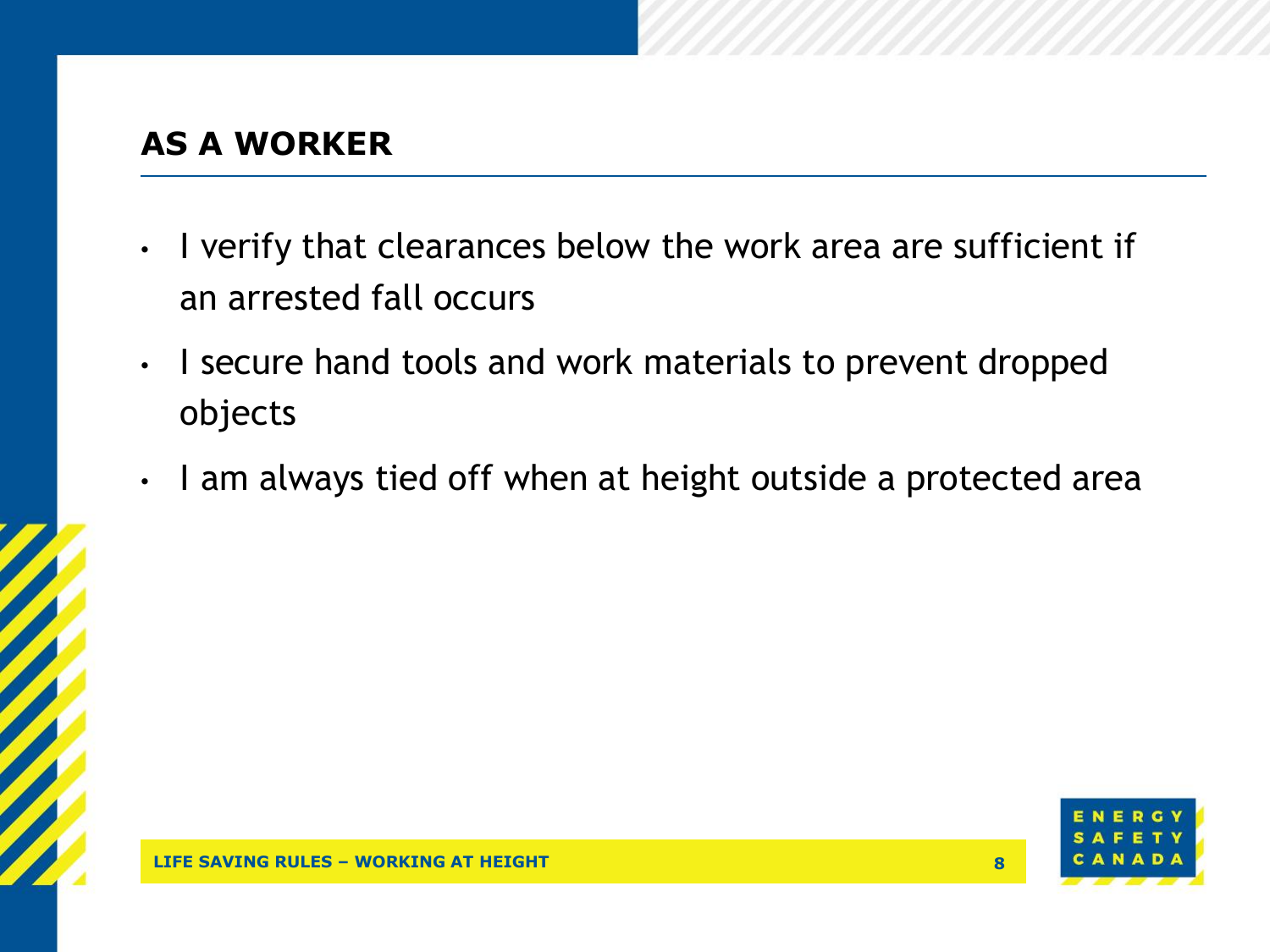## AS A WORKER

- I verify that clearances below the work area are sufficient if an arrested fall occurs
- I secure hand tools and work materials to prevent dropped objects
- I am always tied off when at height outside a protected area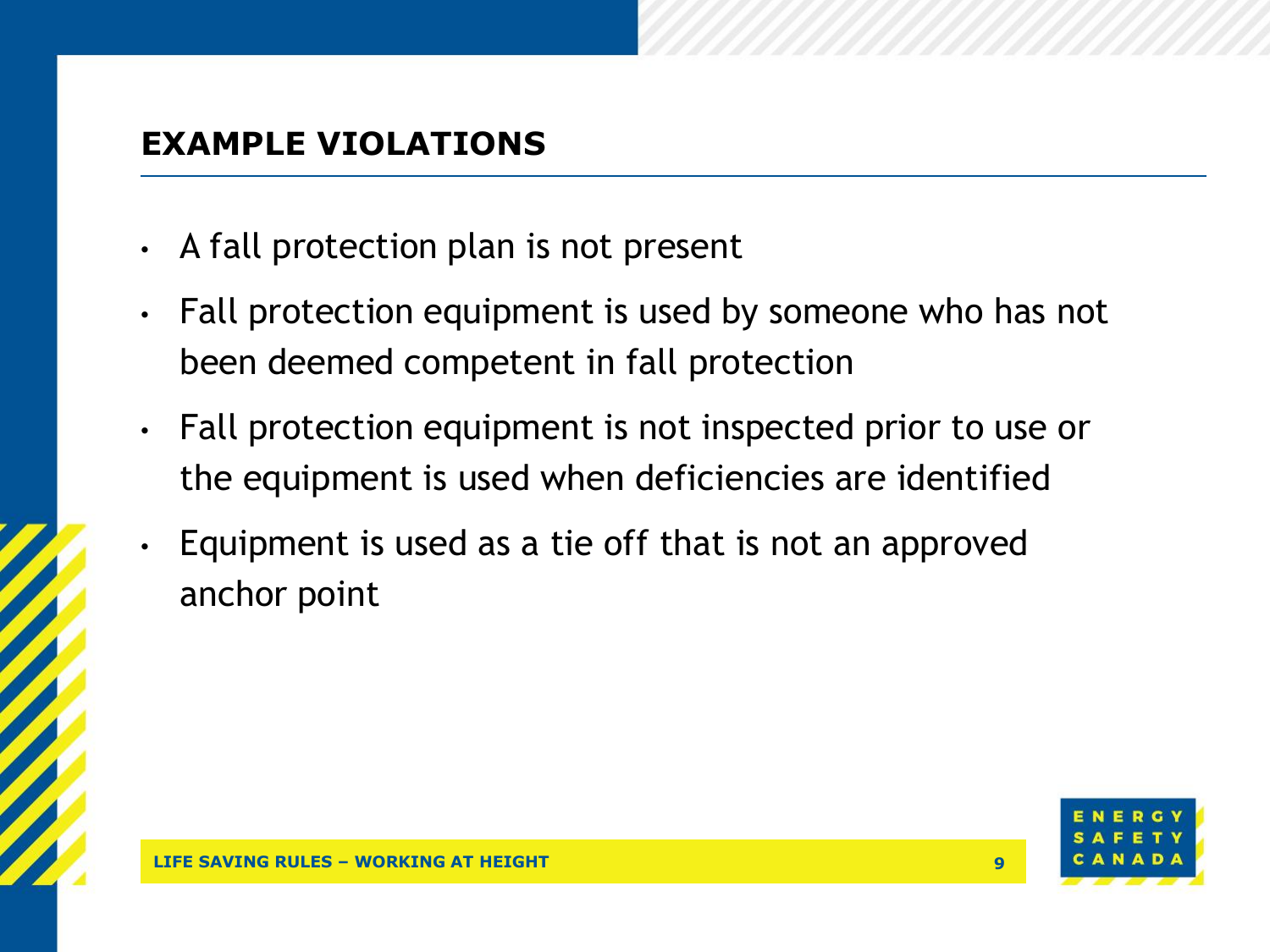## EXAMPLE VIOLATIONS

- A fall protection plan is not present
- Fall protection equipment is used by someone who has not been deemed competent in fall protection
- Fall protection equipment is not inspected prior to use or the equipment is used when deficiencies are identified
- Equipment is used as a tie off that is not an approved anchor point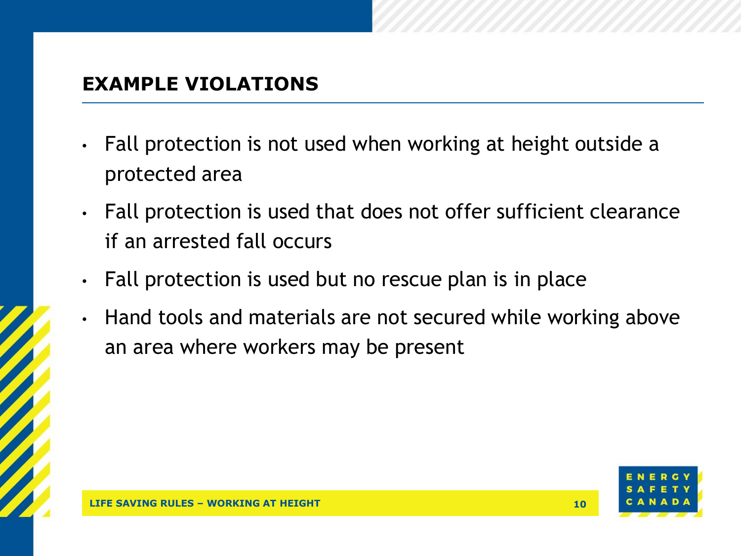## EXAMPLE VIOLATIONS

- Fall protection is not used when working at height outside a protected area
- Fall protection is used that does not offer sufficient clearance if an arrested fall occurs
- Fall protection is used but no rescue plan is in place
- Hand tools and materials are not secured while working above an area where workers may be present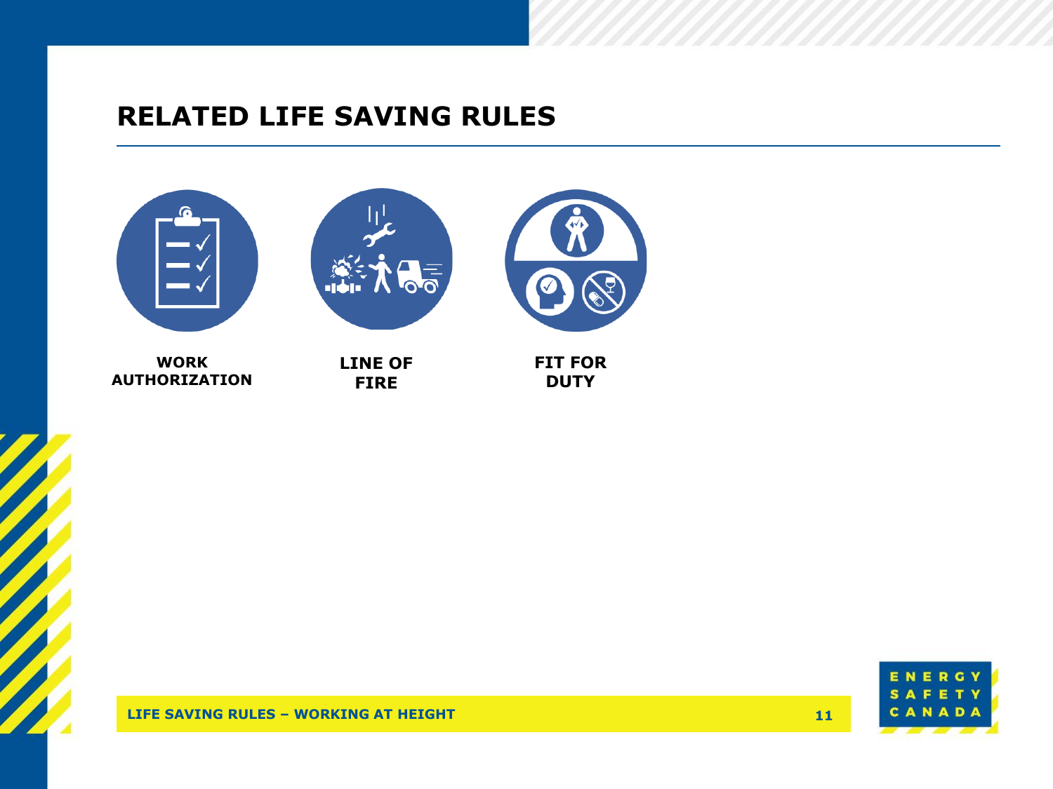# RELATED LIFE SAVING RULES

**WORK AUTHORIZATION**

**LINE OF FIRE**

**FIT FOR DUTY**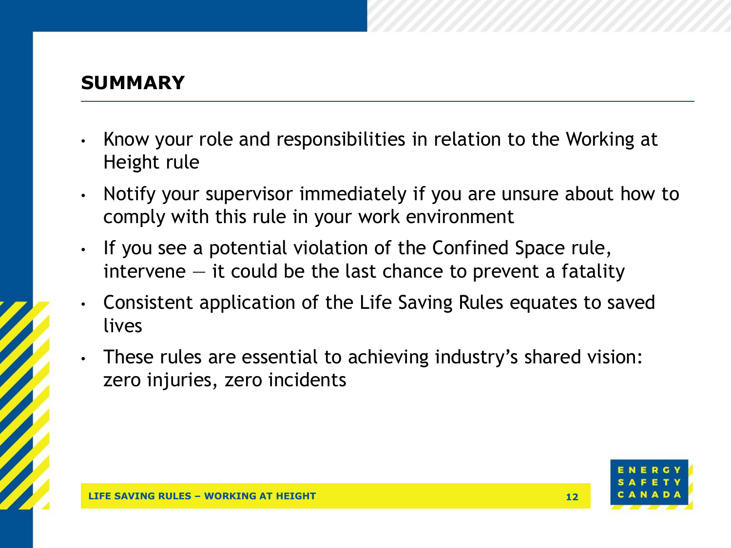## SUMMARY

- Know your role and responsibilities in relation to the Working at Height rule
- Notify your supervisor immediately if you are unsure about how to comply with this rule in your work environment
- If you see a potential violation of the Confined Space rule, intervene — it could be the last chance to prevent a fatality
- Consistent application of the Life Saving Rules equates to saved lives
- These rules are essential to achieving industry's shared vision: zero injuries, zero incidents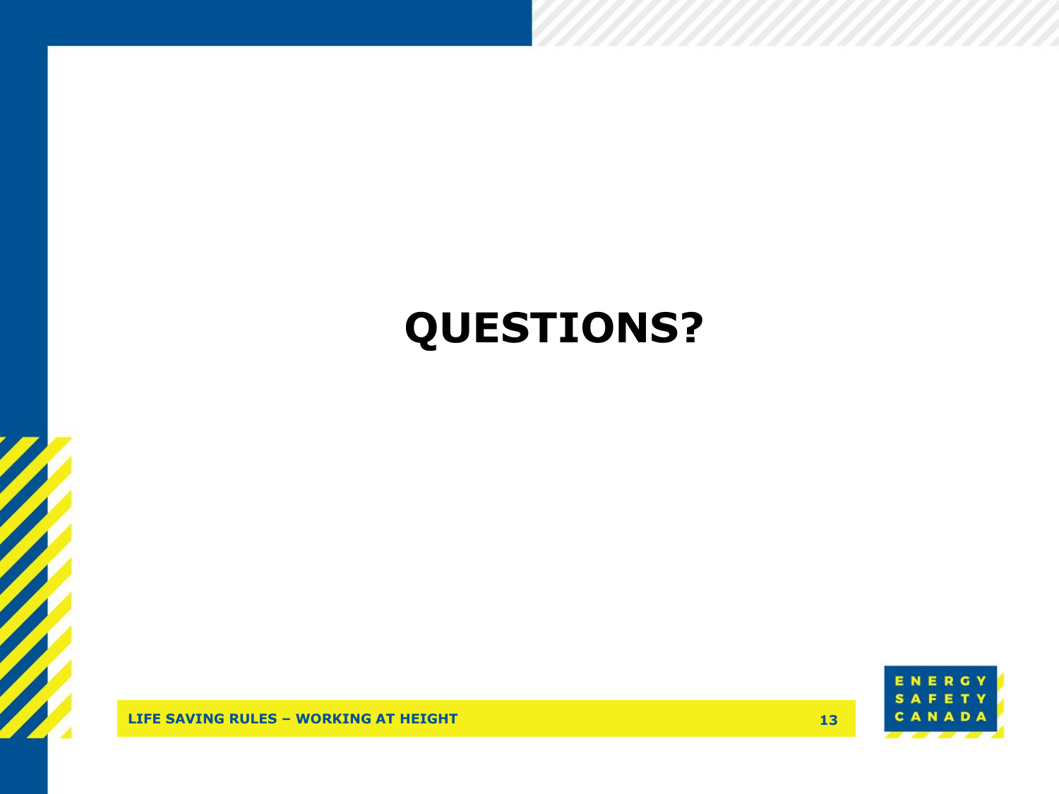# QUESTIONS?